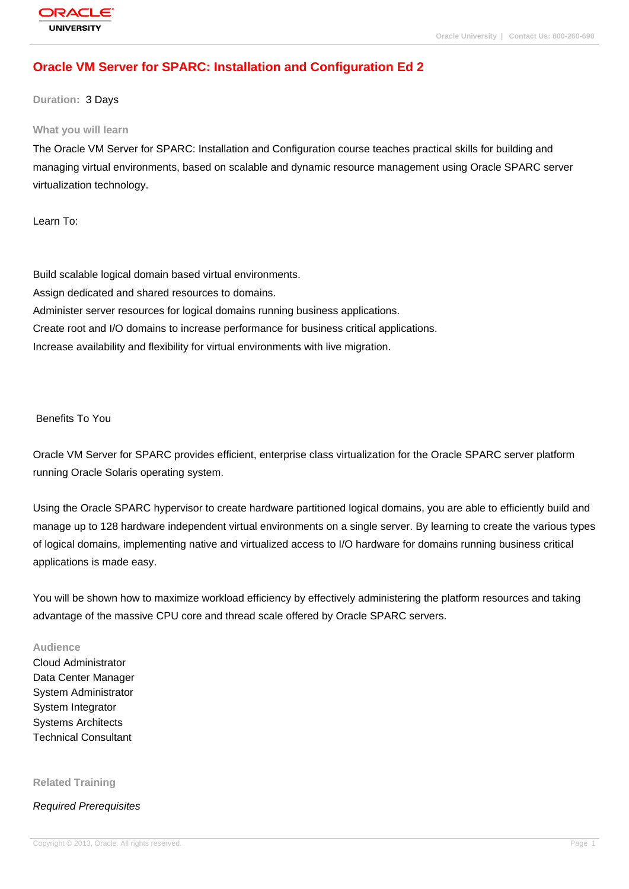# Oracle VM Server for SPARC: Installation and Configuration Ed 2

**Duration:** 3 Days

## What you will learn

The Oracle VM Server for SPARC: Installation and Configuration course teaches practical skills for building and managing virtual environments, based on scalable and dynamic resource management using Oracle SPARC server virtualization technology.

Learn To:

Build scalable logical domain based virtual environments.
Assign dedicated and shared resources to domains.
Administer server resources for logical domains running business applications.
Create root and I/O domains to increase performance for business critical applications.
Increase availability and flexibility for virtual environments with live migration.

Benefits To You

Oracle VM Server for SPARC provides efficient, enterprise class virtualization for the Oracle SPARC server platform running Oracle Solaris operating system.

Using the Oracle SPARC hypervisor to create hardware partitioned logical domains, you are able to efficiently build and manage up to 128 hardware independent virtual environments on a single server. By learning to create the various types of logical domains, implementing native and virtualized access to I/O hardware for domains running business critical applications is made easy.

You will be shown how to maximize workload efficiency by effectively administering the platform resources and taking advantage of the massive CPU core and thread scale offered by Oracle SPARC servers.

## Audience

Cloud Administrator
Data Center Manager
System Administrator
System Integrator
Systems Architects
Technical Consultant

## Related Training

*Required Prerequisites*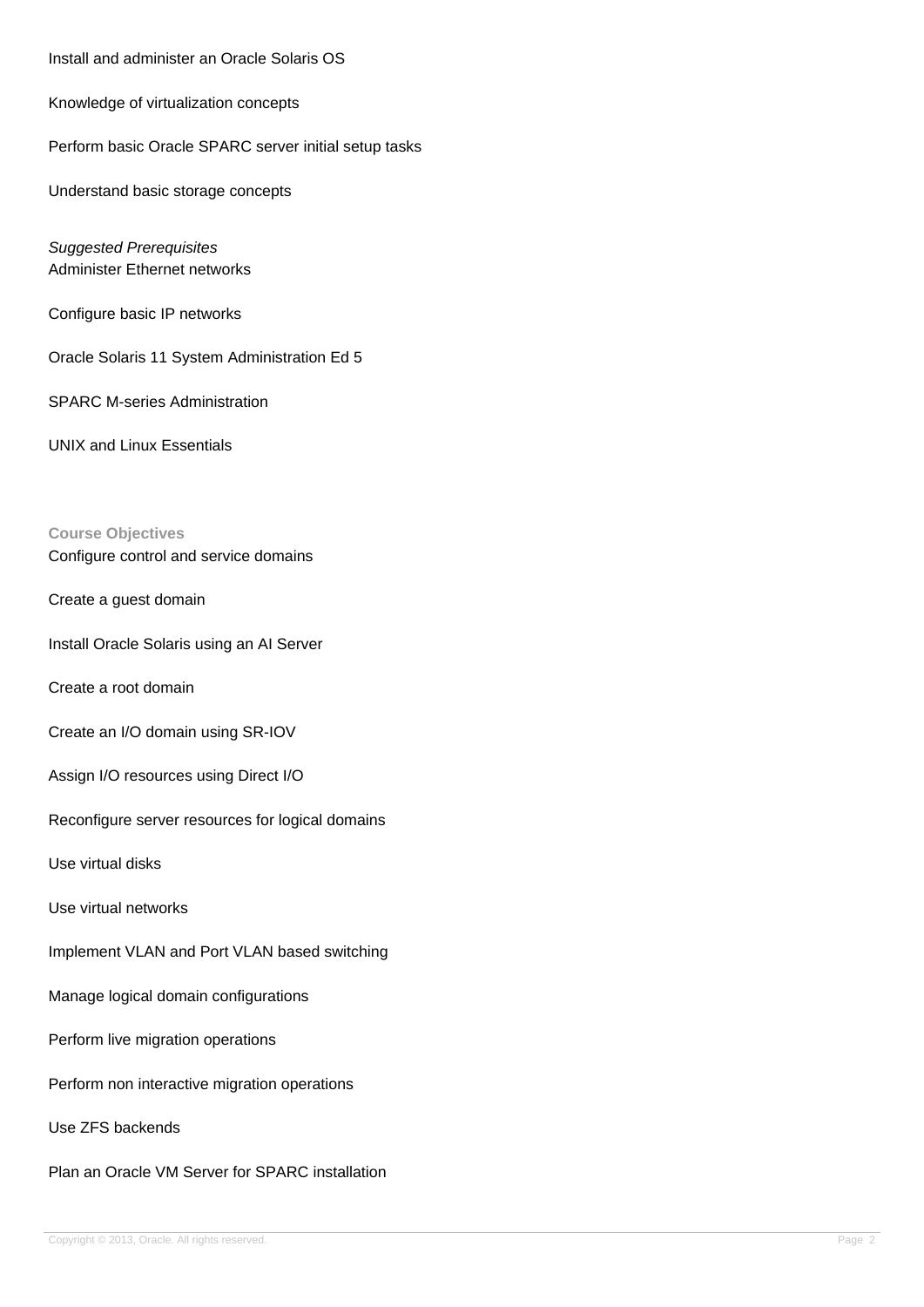Install and administer an Oracle Solaris OS

Knowledge of virtualization concepts

Perform basic Oracle SPARC server initial setup tasks

Understand basic storage concepts

*Suggested Prerequisites*
Administer Ethernet networks

Configure basic IP networks

Oracle Solaris 11 System Administration Ed 5

SPARC M-series Administration

UNIX and Linux Essentials

**Course Objectives**

Configure control and service domains

Create a guest domain

Install Oracle Solaris using an AI Server

Create a root domain

Create an I/O domain using SR-IOV

Assign I/O resources using Direct I/O

Reconfigure server resources for logical domains

Use virtual disks

Use virtual networks

Implement VLAN and Port VLAN based switching

Manage logical domain configurations

Perform live migration operations

Perform non interactive migration operations

Use ZFS backends

Plan an Oracle VM Server for SPARC installation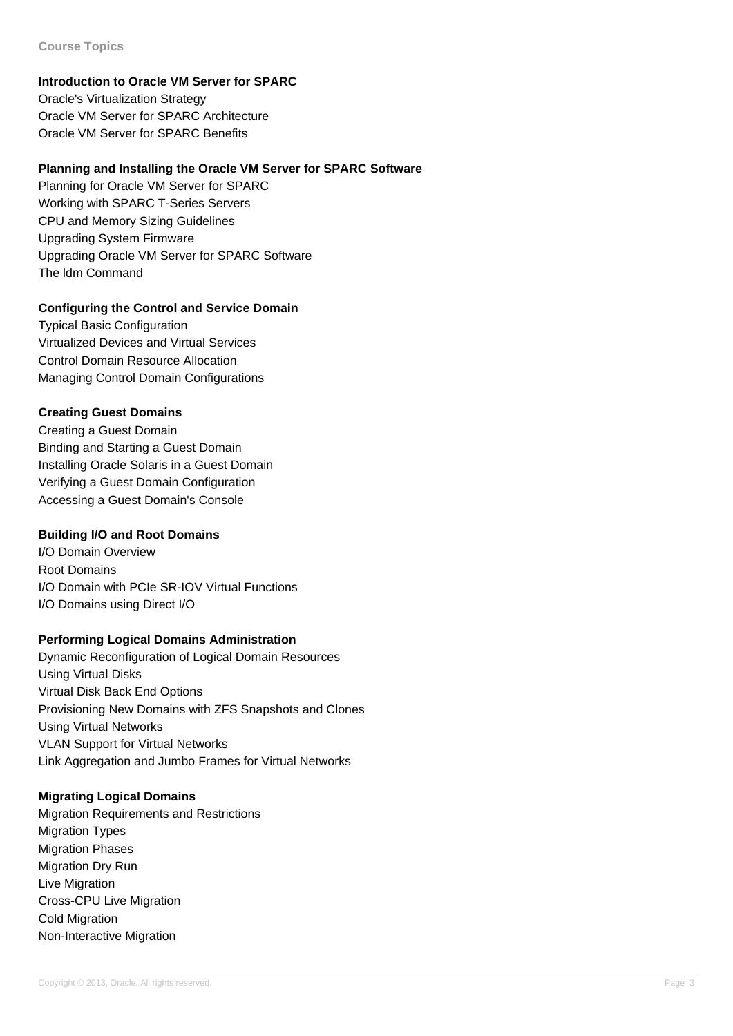## Course Topics

### Introduction to Oracle VM Server for SPARC

Oracle's Virtualization Strategy
Oracle VM Server for SPARC Architecture
Oracle VM Server for SPARC Benefits

### Planning and Installing the Oracle VM Server for SPARC Software

Planning for Oracle VM Server for SPARC
Working with SPARC T-Series Servers
CPU and Memory Sizing Guidelines
Upgrading System Firmware
Upgrading Oracle VM Server for SPARC Software
The ldm Command

### Configuring the Control and Service Domain

Typical Basic Configuration
Virtualized Devices and Virtual Services
Control Domain Resource Allocation
Managing Control Domain Configurations

### Creating Guest Domains

Creating a Guest Domain
Binding and Starting a Guest Domain
Installing Oracle Solaris in a Guest Domain
Verifying a Guest Domain Configuration
Accessing a Guest Domain's Console

### Building I/O and Root Domains

I/O Domain Overview
Root Domains
I/O Domain with PCIe SR-IOV Virtual Functions
I/O Domains using Direct I/O

### Performing Logical Domains Administration

Dynamic Reconfiguration of Logical Domain Resources
Using Virtual Disks
Virtual Disk Back End Options
Provisioning New Domains with ZFS Snapshots and Clones
Using Virtual Networks
VLAN Support for Virtual Networks
Link Aggregation and Jumbo Frames for Virtual Networks

### Migrating Logical Domains

Migration Requirements and Restrictions
Migration Types
Migration Phases
Migration Dry Run
Live Migration
Cross-CPU Live Migration
Cold Migration
Non-Interactive Migration